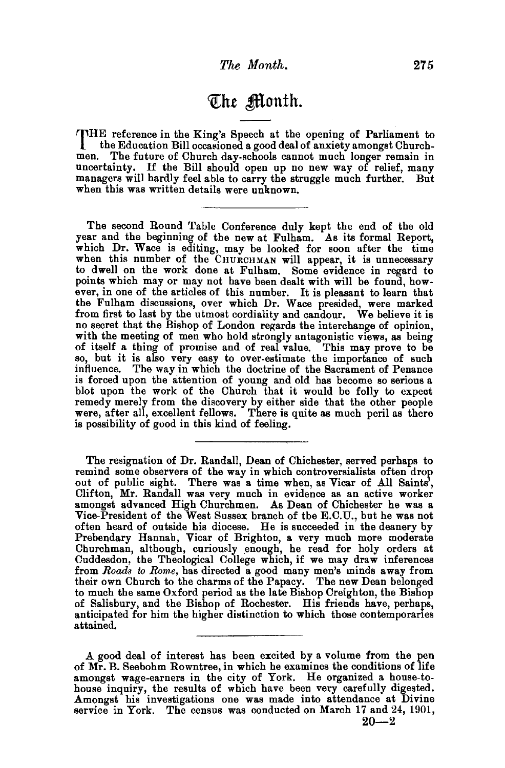# The Month.

THE reference in the King's Speech at the opening of Parliament to the Education Bill occasioned a good deal of anxiety amongst Churchmen. The future of Church day-schools cannot much longer remain in uncertainty. If the Bill should open up no new way of relief, many managers will hardly feel able to carry the struggle much further. But when this was written details were unknown.

---

The second Round Table Conference duly kept the end of the old year and the beginning of the new at Fulham. As its formal Report, which Dr. Wace is editing, may be looked for soon after the time when this number of the CHURCHMAN will appear, it is unnecessary to dwell on the work done at Fulham. Some evidence in regard to points which may or may not have been dealt with will be found, however, in one of the articles of this number. It is pleasant to learn that the Fulham discussions, over which Dr. Wace presided, were marked from first to last by the utmost cordiality and candour. We believe it is no secret that the Bishop of London regards the interchange of opinion, with the meeting of men who hold strongly antagonistic views, as being of itself a thing of promise and of real value. This may prove to be so, but it is also very easy to over-estimate the importance of such influence. The way in which the doctrine of the Sacrament of Penance is forced upon the attention of young and old has become so serious a blot upon the work of the Church that it would be folly to expect remedy merely from the discovery by either side that the other people were, after all, excellent fellows. There is quite as much peril as there is possibility of good in this kind of feeling.

---

The resignation of Dr. Randall, Dean of Chichester, served perhaps to remind some observers of the way in which controversialists often drop out of public sight. There was a time when, as Vicar of All Saints', Clifton, Mr. Randall was very much in evidence as an active worker amongst advanced High Churchmen. As Dean of Chichester he was a Vice-President of the West Sussex branch of the E.C.U., but he was not often heard of outside his diocese. He is succeeded in the deanery by Prebendary Hannah, Vicar of Brighton, a very much more moderate Churchman, although, curiously enough, he read for holy orders at Cuddesdon, the Theological College which, if we may draw inferences from *Roads to Rome*, has directed a good many men's minds away from their own Church to the charms of the Papacy. The new Dean belonged to much the same Oxford period as the late Bishop Creighton, the Bishop of Salisbury, and the Bishop of Rochester. His friends have, perhaps, anticipated for him the higher distinction to which those contemporaries attained.

---

A good deal of interest has been excited by a volume from the pen of Mr. B. Seebohm Rowntree, in which he examines the conditions of life amongst wage-earners in the city of York. He organized a house-to-house inquiry, the results of which have been very carefully digested. Amongst his investigations one was made into attendance at Divine service in York. The census was conducted on March 17 and 24, 1901,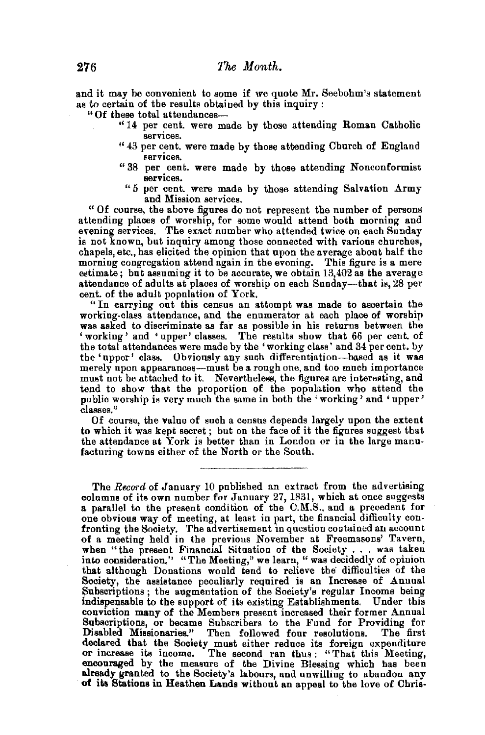and it may be convenient to some if we quote Mr. Seebohm's statement as to certain of the results obtained by this inquiry :

"Of these total attendances—

> "14 per cent. were made by those attending Roman Catholic services.
>
> "43 per cent. were made by those attending Church of England services.
>
> "38 per cent. were made by those attending Nonconformist services.
>
> "5 per cent. were made by those attending Salvation Army and Mission services.

"Of course, the above figures do not represent the number of persons attending places of worship, for some would attend both morning and evening services. The exact number who attended twice on each Sunday is not known, but inquiry among those connected with various churches, chapels, etc., has elicited the opinion that upon the average about half the morning congregation attend again in the evening. This figure is a mere estimate; but assuming it to be accurate, we obtain 13,402 as the average attendance of adults at places of worship on each Sunday—that is, 28 per cent. of the adult population of York.

"In carrying out this census an attempt was made to ascertain the working-class attendance, and the enumerator at each place of worship was asked to discriminate as far as possible in his returns between the 'working' and 'upper' classes. The results show that 66 per cent. of the total attendances were made by the 'working class' and 34 per cent. by the 'upper' class. Obviously any such differentiation—based as it was merely upon appearances—must be a rough one, and too much importance must not be attached to it. Nevertheless, the figures are interesting, and tend to show that the proportion of the population who attend the public worship is very much the same in both the 'working' and 'upper' classes."

Of course, the value of such a census depends largely upon the extent to which it was kept secret; but on the face of it the figures suggest that the attendance at York is better than in London or in the large manufacturing towns either of the North or the South.

---

The *Record* of January 10 published an extract from the advertising columns of its own number for January 27, 1831, which at once suggests a parallel to the present condition of the C.M.S., and a precedent for one obvious way of meeting, at least in part, the financial difficulty confronting the Society. The advertisement in question contained an account of a meeting held in the previous November at Freemasons' Tavern, when "the present Financial Situation of the Society . . . was taken into consideration." "The Meeting," we learn, "was decidedly of opinion that although Donations would tend to relieve the difficulties of the Society, the assistance peculiarly required is an Increase of Annual Subscriptions; the augmentation of the Society's regular Income being indispensable to the support of its existing Establishments. Under this conviction many of the Members present increased their former Annual Subscriptions, or became Subscribers to the Fund for Providing for Disabled Missionaries." Then followed four resolutions. The first declared that the Society must either reduce its foreign expenditure or increase its income. The second ran thus: "That this Meeting, encouraged by the measure of the Divine Blessing which has been already granted to the Society's labours, and unwilling to abandon any of its Stations in Heathen Lands without an appeal to the love of Chris-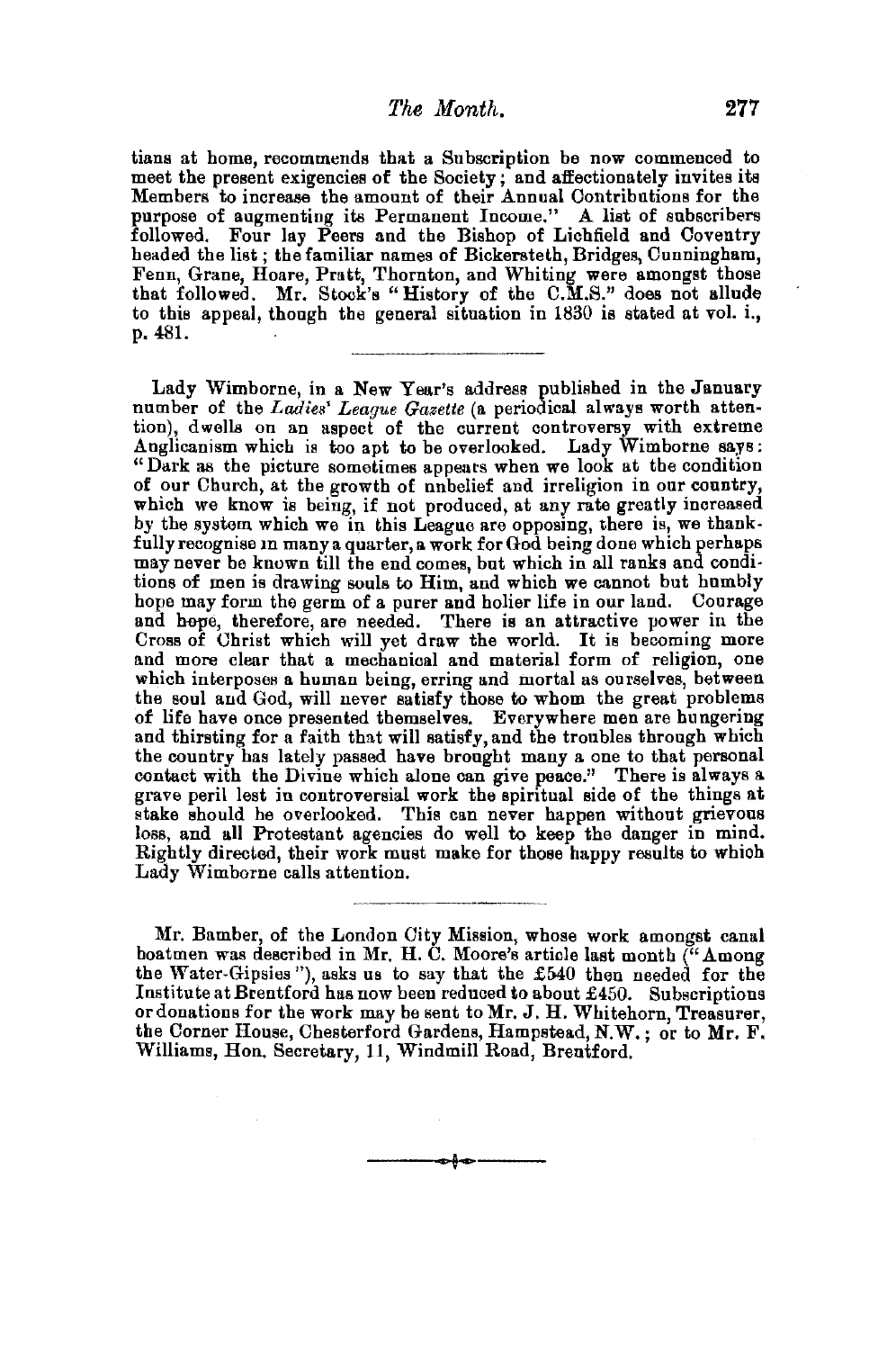tians at home, recommends that a Subscription be now commenced to meet the present exigencies of the Society; and affectionately invites its Members to increase the amount of their Annual Contributions for the purpose of augmenting its Permanent Income." A list of subscribers followed. Four lay Peers and the Bishop of Lichfield and Coventry headed the list; the familiar names of Bickersteth, Bridges, Cunningham, Fenn, Grane, Hoare, Pratt, Thornton, and Whiting were amongst those that followed. Mr. Stock's "History of the C.M.S." does not allude to this appeal, though the general situation in 1830 is stated at vol. i., p. 481.

---

Lady Wimborne, in a New Year's address published in the January number of the *Ladies' League Gazette* (a periodical always worth attention), dwells on an aspect of the current controversy with extreme Anglicanism which is too apt to be overlooked. Lady Wimborne says: "Dark as the picture sometimes appears when we look at the condition of our Church, at the growth of unbelief and irreligion in our country, which we know is being, if not produced, at any rate greatly increased by the system which we in this League are opposing, there is, we thankfully recognise in many a quarter, a work for God being done which perhaps may never be known till the end comes, but which in all ranks and conditions of men is drawing souls to Him, and which we cannot but humbly hope may form the germ of a purer and holier life in our land. Courage and hope, therefore, are needed. There is an attractive power in the Cross of Christ which will yet draw the world. It is becoming more and more clear that a mechanical and material form of religion, one which interposes a human being, erring and mortal as ourselves, between the soul and God, will never satisfy those to whom the great problems of life have once presented themselves. Everywhere men are hungering and thirsting for a faith that will satisfy, and the troubles through which the country has lately passed have brought many a one to that personal contact with the Divine which alone can give peace." There is always a grave peril lest in controversial work the spiritual side of the things at stake should be overlooked. This can never happen without grievous loss, and all Protestant agencies do well to keep the danger in mind. Rightly directed, their work must make for those happy results to which Lady Wimborne calls attention.

---

Mr. Bamber, of the London City Mission, whose work amongst canal boatmen was described in Mr. H. C. Moore's article last month ("Among the Water-Gipsies"), asks us to say that the £540 then needed for the Institute at Brentford has now been reduced to about £450. Subscriptions or donations for the work may be sent to Mr. J. H. Whitehorn, Treasurer, the Corner House, Chesterford Gardens, Hampstead, N.W.; or to Mr. F. Williams, Hon. Secretary, 11, Windmill Road, Brentford.